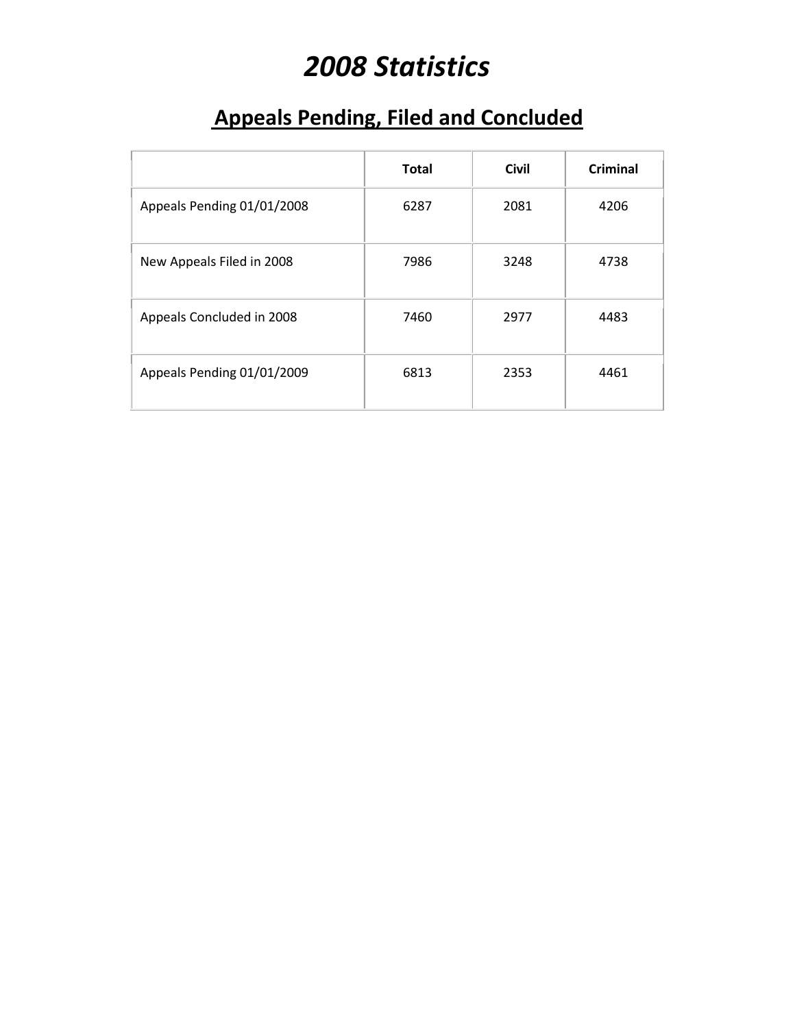# *2008 Statistics*

## Appeals Pending, Filed and Concluded

| | Total | Civil | Criminal |
|---|---|---|---|
| Appeals Pending 01/01/2008 | 6287 | 2081 | 4206 |
| New Appeals Filed in 2008 | 7986 | 3248 | 4738 |
| Appeals Concluded in 2008 | 7460 | 2977 | 4483 |
| Appeals Pending 01/01/2009 | 6813 | 2353 | 4461 |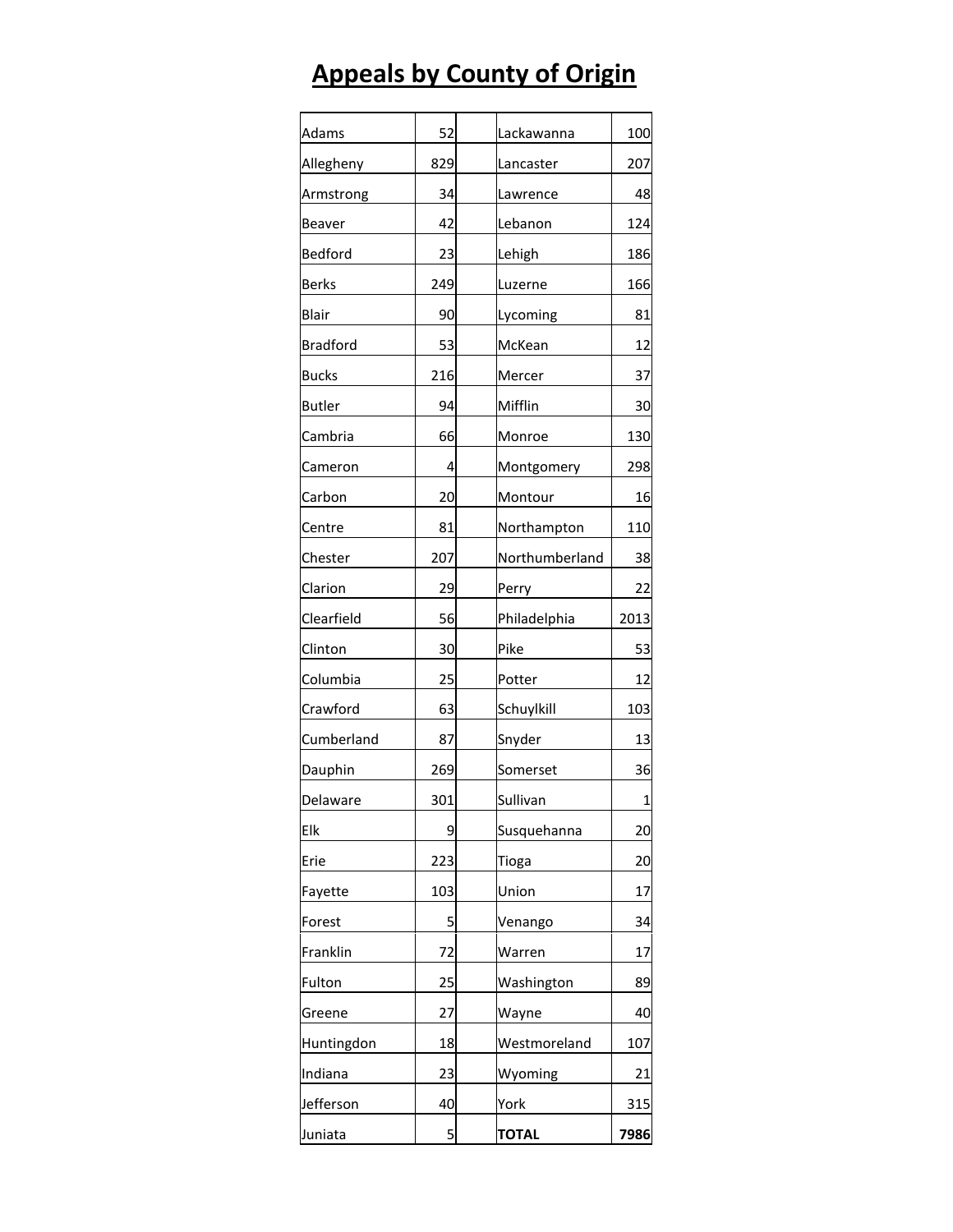# Appeals by County of Origin

| County | Appeals | | County | Appeals |
|---|---|---|---|---|
| Adams | 52 | | Lackawanna | 100 |
| Allegheny | 829 | | Lancaster | 207 |
| Armstrong | 34 | | Lawrence | 48 |
| Beaver | 42 | | Lebanon | 124 |
| Bedford | 23 | | Lehigh | 186 |
| Berks | 249 | | Luzerne | 166 |
| Blair | 90 | | Lycoming | 81 |
| Bradford | 53 | | McKean | 12 |
| Bucks | 216 | | Mercer | 37 |
| Butler | 94 | | Mifflin | 30 |
| Cambria | 66 | | Monroe | 130 |
| Cameron | 4 | | Montgomery | 298 |
| Carbon | 20 | | Montour | 16 |
| Centre | 81 | | Northampton | 110 |
| Chester | 207 | | Northumberland | 38 |
| Clarion | 29 | | Perry | 22 |
| Clearfield | 56 | | Philadelphia | 2013 |
| Clinton | 30 | | Pike | 53 |
| Columbia | 25 | | Potter | 12 |
| Crawford | 63 | | Schuylkill | 103 |
| Cumberland | 87 | | Snyder | 13 |
| Dauphin | 269 | | Somerset | 36 |
| Delaware | 301 | | Sullivan | 1 |
| Elk | 9 | | Susquehanna | 20 |
| Erie | 223 | | Tioga | 20 |
| Fayette | 103 | | Union | 17 |
| Forest | 5 | | Venango | 34 |
| Franklin | 72 | | Warren | 17 |
| Fulton | 25 | | Washington | 89 |
| Greene | 27 | | Wayne | 40 |
| Huntingdon | 18 | | Westmoreland | 107 |
| Indiana | 23 | | Wyoming | 21 |
| Jefferson | 40 | | York | 315 |
| Juniata | 5 | | **TOTAL** | **7986** |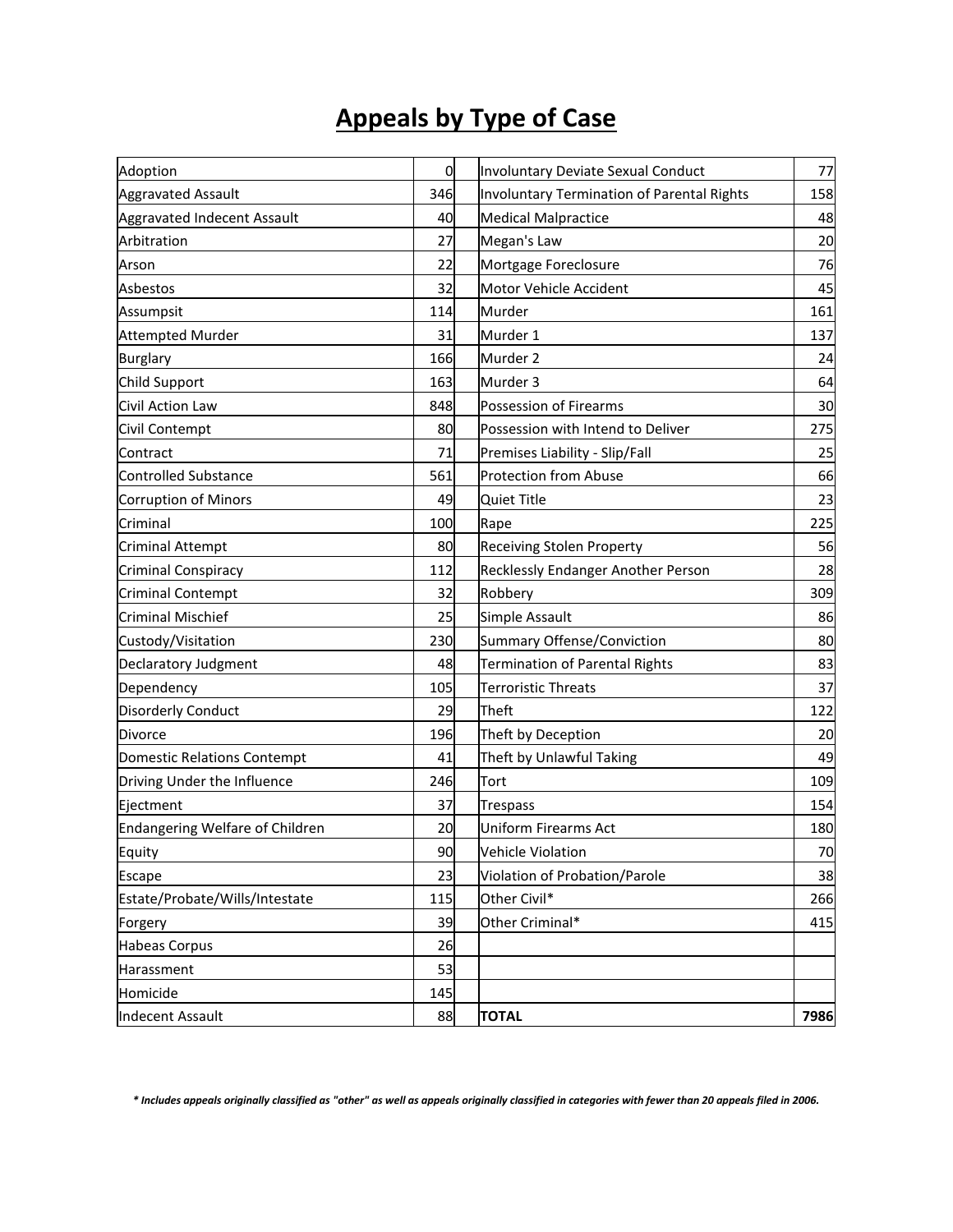# Appeals by Type of Case

| Type of Case | Appeals | | Type of Case | Appeals |
|---|---|---|---|---|
| Adoption | 0 | | Involuntary Deviate Sexual Conduct | 77 |
| Aggravated Assault | 346 | | Involuntary Termination of Parental Rights | 158 |
| Aggravated Indecent Assault | 40 | | Medical Malpractice | 48 |
| Arbitration | 27 | | Megan's Law | 20 |
| Arson | 22 | | Mortgage Foreclosure | 76 |
| Asbestos | 32 | | Motor Vehicle Accident | 45 |
| Assumpsit | 114 | | Murder | 161 |
| Attempted Murder | 31 | | Murder 1 | 137 |
| Burglary | 166 | | Murder 2 | 24 |
| Child Support | 163 | | Murder 3 | 64 |
| Civil Action Law | 848 | | Possession of Firearms | 30 |
| Civil Contempt | 80 | | Possession with Intend to Deliver | 275 |
| Contract | 71 | | Premises Liability - Slip/Fall | 25 |
| Controlled Substance | 561 | | Protection from Abuse | 66 |
| Corruption of Minors | 49 | | Quiet Title | 23 |
| Criminal | 100 | | Rape | 225 |
| Criminal Attempt | 80 | | Receiving Stolen Property | 56 |
| Criminal Conspiracy | 112 | | Recklessly Endanger Another Person | 28 |
| Criminal Contempt | 32 | | Robbery | 309 |
| Criminal Mischief | 25 | | Simple Assault | 86 |
| Custody/Visitation | 230 | | Summary Offense/Conviction | 80 |
| Declaratory Judgment | 48 | | Termination of Parental Rights | 83 |
| Dependency | 105 | | Terroristic Threats | 37 |
| Disorderly Conduct | 29 | | Theft | 122 |
| Divorce | 196 | | Theft by Deception | 20 |
| Domestic Relations Contempt | 41 | | Theft by Unlawful Taking | 49 |
| Driving Under the Influence | 246 | | Tort | 109 |
| Ejectment | 37 | | Trespass | 154 |
| Endangering Welfare of Children | 20 | | Uniform Firearms Act | 180 |
| Equity | 90 | | Vehicle Violation | 70 |
| Escape | 23 | | Violation of Probation/Parole | 38 |
| Estate/Probate/Wills/Intestate | 115 | | Other Civil* | 266 |
| Forgery | 39 | | Other Criminal* | 415 |
| Habeas Corpus | 26 | | | |
| Harassment | 53 | | | |
| Homicide | 145 | | | |
| Indecent Assault | 88 | | **TOTAL** | **7986** |

***** Includes appeals originally classified as "other" as well as appeals originally classified in categories with fewer than 20 appeals filed in 2006.*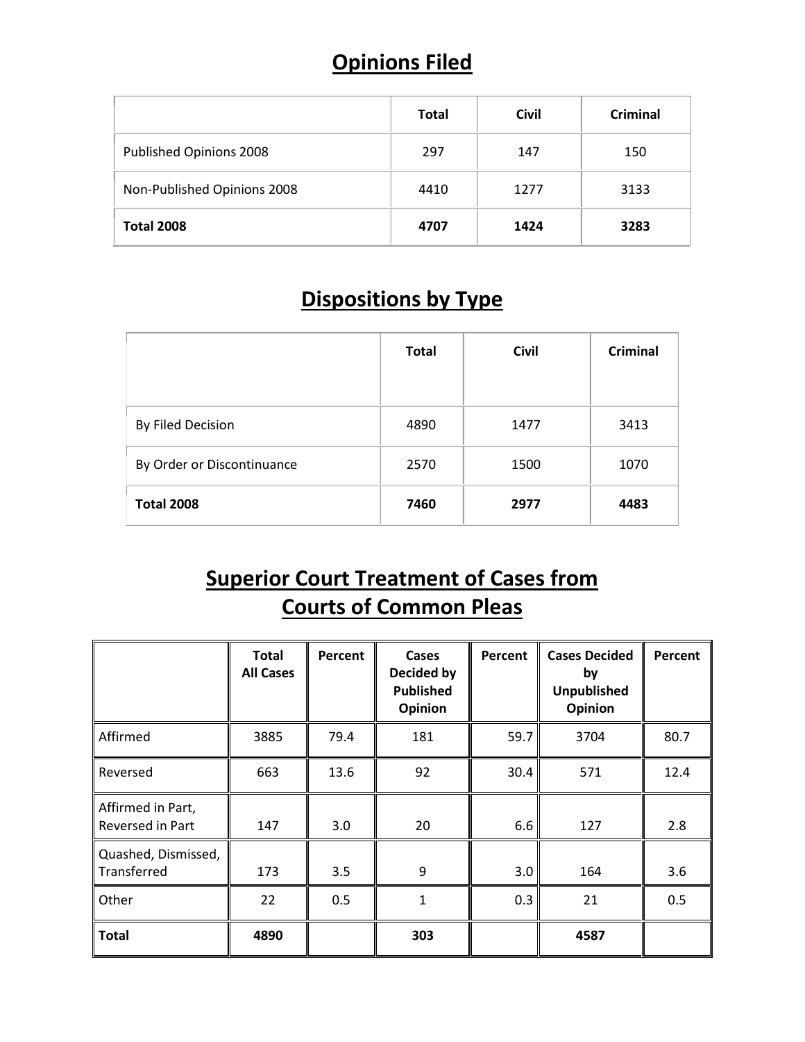## Opinions Filed

| | Total | Civil | Criminal |
|---|---|---|---|
| Published Opinions 2008 | 297 | 147 | 150 |
| Non-Published Opinions 2008 | 4410 | 1277 | 3133 |
| **Total 2008** | **4707** | **1424** | **3283** |

## Dispositions by Type

| | Total | Civil | Criminal |
|---|---|---|---|
| By Filed Decision | 4890 | 1477 | 3413 |
| By Order or Discontinuance | 2570 | 1500 | 1070 |
| **Total 2008** | **7460** | **2977** | **4483** |

## Superior Court Treatment of Cases from Courts of Common Pleas

| | Total All Cases | Percent | Cases Decided by Published Opinion | Percent | Cases Decided by Unpublished Opinion | Percent |
|---|---|---|---|---|---|---|
| Affirmed | 3885 | 79.4 | 181 | 59.7 | 3704 | 80.7 |
| Reversed | 663 | 13.6 | 92 | 30.4 | 571 | 12.4 |
| Affirmed in Part, Reversed in Part | 147 | 3.0 | 20 | 6.6 | 127 | 2.8 |
| Quashed, Dismissed, Transferred | 173 | 3.5 | 9 | 3.0 | 164 | 3.6 |
| Other | 22 | 0.5 | 1 | 0.3 | 21 | 0.5 |
| **Total** | **4890** | | **303** | | **4587** | |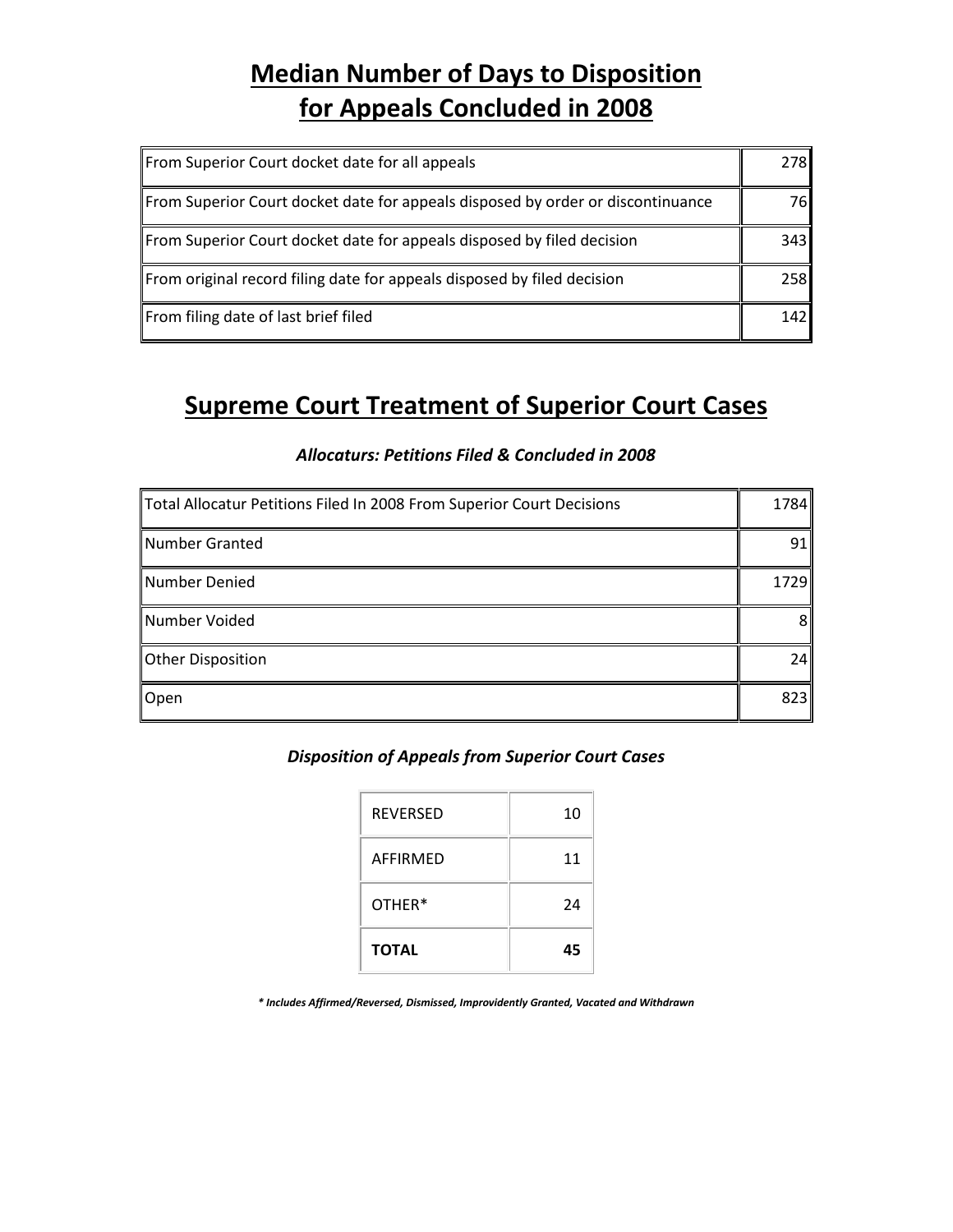# Median Number of Days to Disposition for Appeals Concluded in 2008

| | |
|---|---|
| From Superior Court docket date for all appeals | 278 |
| From Superior Court docket date for appeals disposed by order or discontinuance | 76 |
| From Superior Court docket date for appeals disposed by filed decision | 343 |
| From original record filing date for appeals disposed by filed decision | 258 |
| From filing date of last brief filed | 142 |

# Supreme Court Treatment of Superior Court Cases

### *Allocaturs: Petitions Filed & Concluded in 2008*

| | |
|---|---|
| Total Allocatur Petitions Filed In 2008 From Superior Court Decisions | 1784 |
| Number Granted | 91 |
| Number Denied | 1729 |
| Number Voided | 8 |
| Other Disposition | 24 |
| Open | 823 |

### *Disposition of Appeals from Superior Court Cases*

| | |
|---|---|
| REVERSED | 10 |
| AFFIRMED | 11 |
| OTHER* | 24 |
| **TOTAL** | **45** |

***\* Includes Affirmed/Reversed, Dismissed, Improvidently Granted, Vacated and Withdrawn***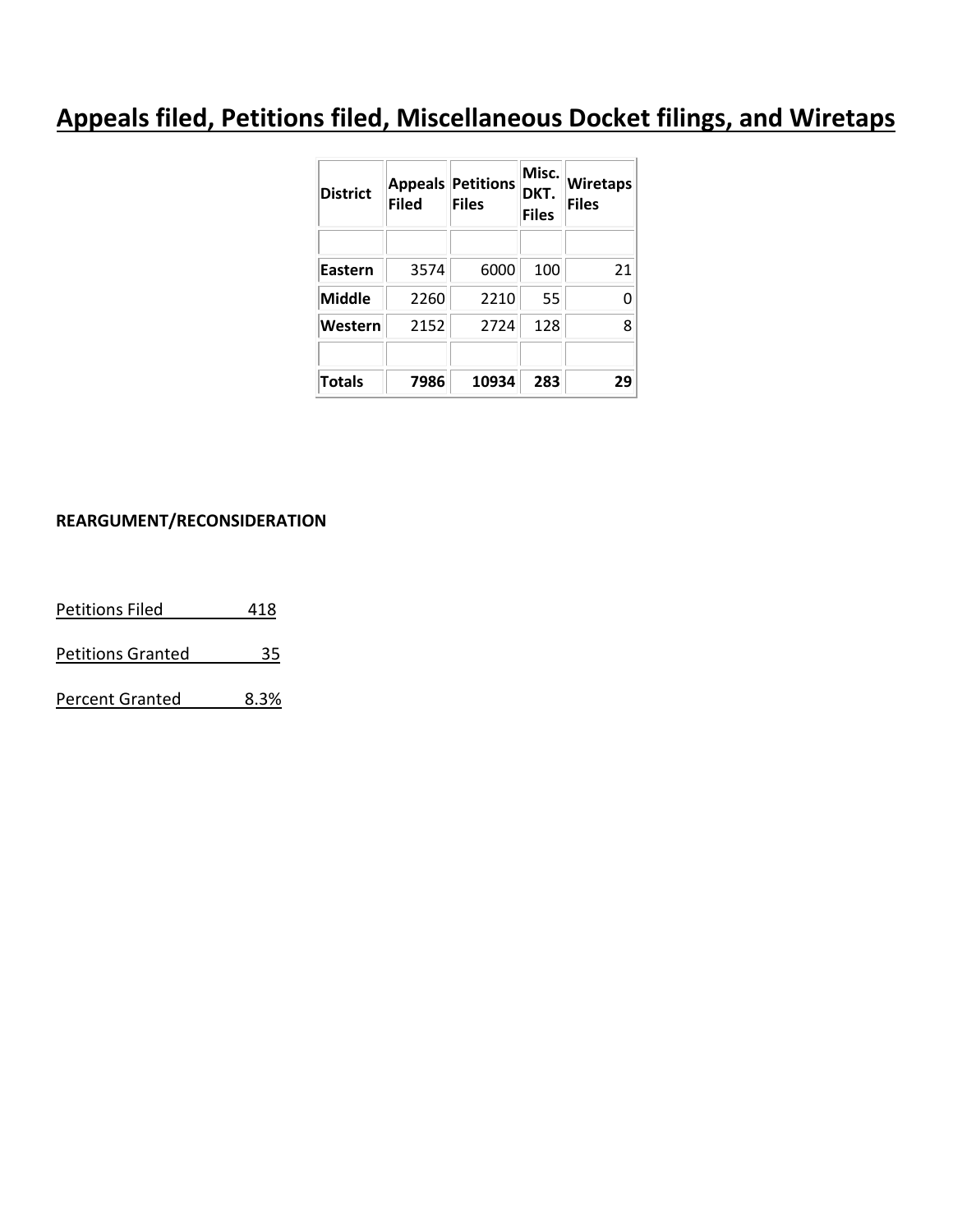# Appeals filed, Petitions filed, Miscellaneous Docket filings, and Wiretaps

| District | Appeals Filed | Petitions Files | Misc. DKT. Files | Wiretaps Files |
|---|---|---|---|---|
| | | | | |
| **Eastern** | 3574 | 6000 | 100 | 21 |
| **Middle** | 2260 | 2210 | 55 | 0 |
| **Western** | 2152 | 2724 | 128 | 8 |
| | | | | |
| **Totals** | **7986** | **10934** | **283** | **29** |

**REARGUMENT/RECONSIDERATION**

Petitions Filed 418

Petitions Granted 35

Percent Granted 8.3%